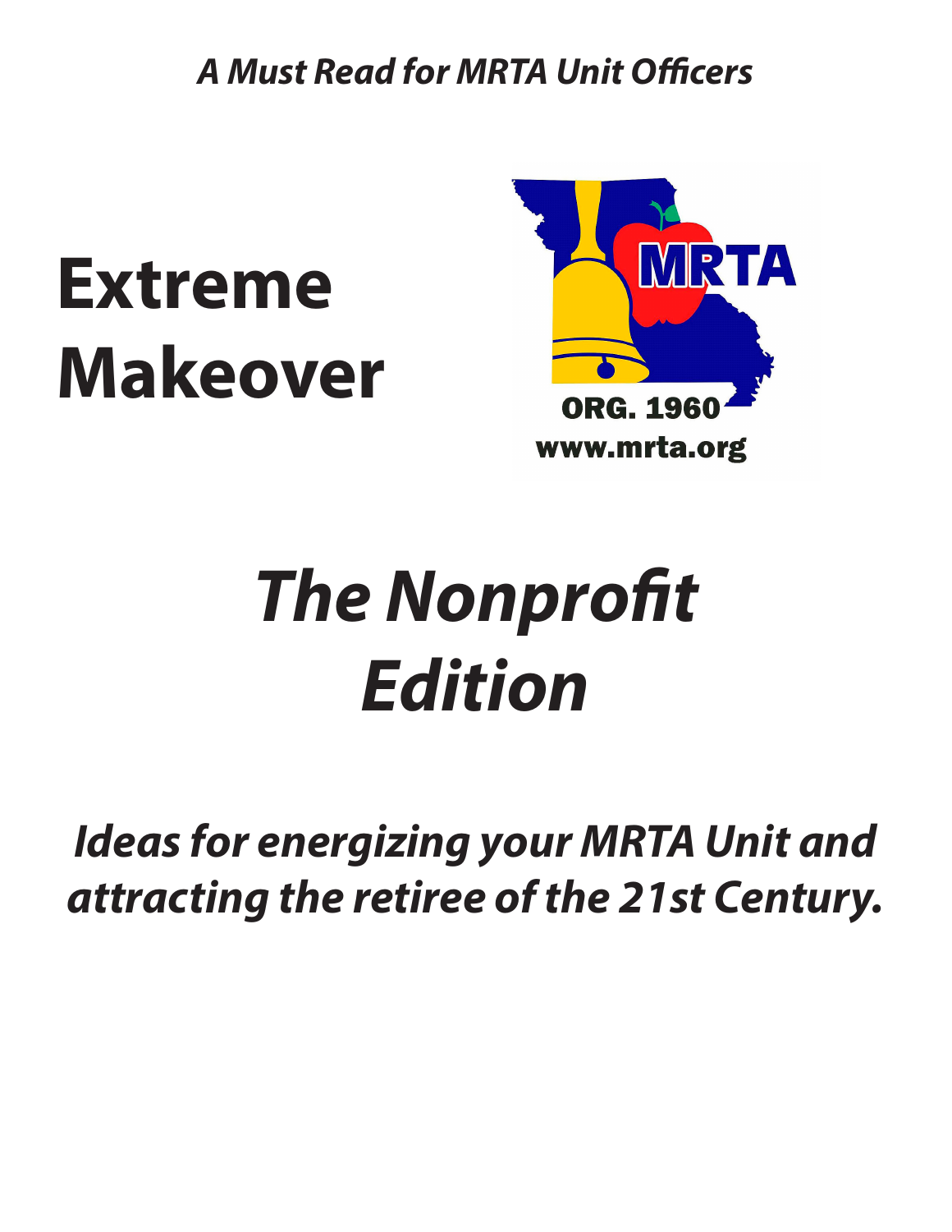*A Must Read for MRTA Unit Officers*

# Extreme Makeover

MRTA
ORG. 1960
www.mrta.org

# *The Nonprofit Edition*

## *Ideas for energizing your MRTA Unit and attracting the retiree of the 21st Century.*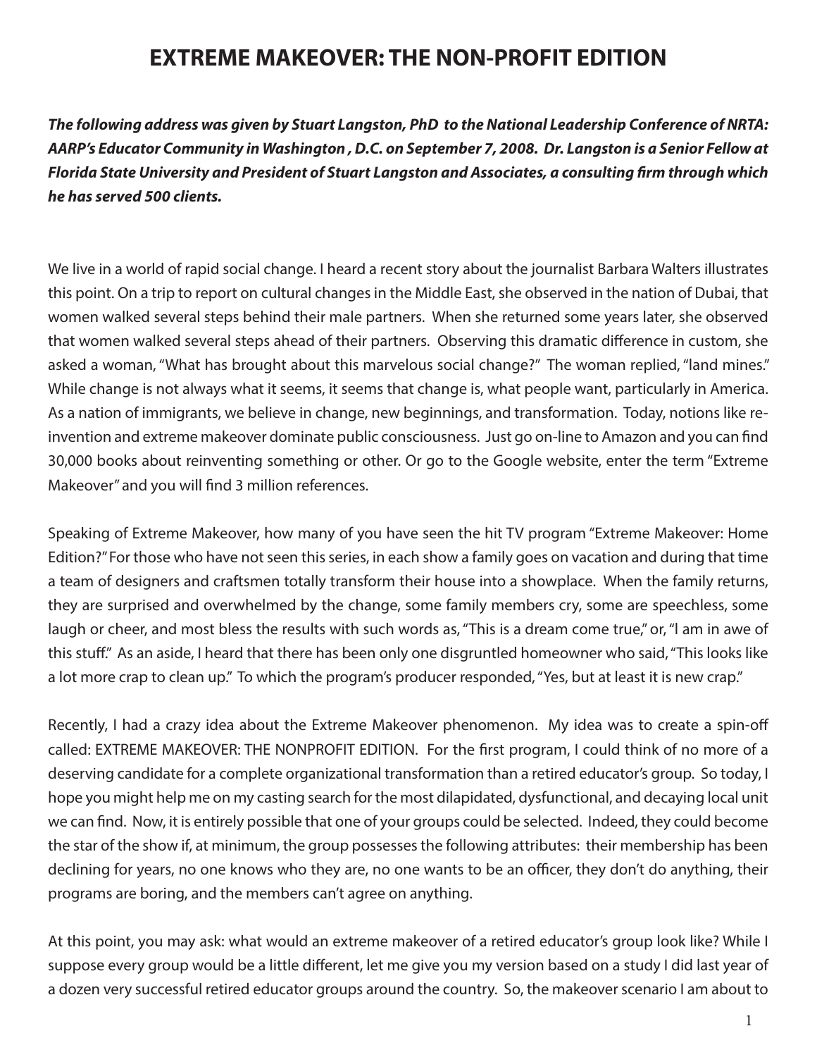# EXTREME MAKEOVER: THE NON-PROFIT EDITION

***The following address was given by Stuart Langston, PhD to the National Leadership Conference of NRTA: AARP's Educator Community in Washington , D.C. on September 7, 2008. Dr. Langston is a Senior Fellow at Florida State University and President of Stuart Langston and Associates, a consulting firm through which he has served 500 clients.***

We live in a world of rapid social change. I heard a recent story about the journalist Barbara Walters illustrates this point. On a trip to report on cultural changes in the Middle East, she observed in the nation of Dubai, that women walked several steps behind their male partners. When she returned some years later, she observed that women walked several steps ahead of their partners. Observing this dramatic difference in custom, she asked a woman, "What has brought about this marvelous social change?" The woman replied, "land mines." While change is not always what it seems, it seems that change is, what people want, particularly in America. As a nation of immigrants, we believe in change, new beginnings, and transformation. Today, notions like re-invention and extreme makeover dominate public consciousness. Just go on-line to Amazon and you can find 30,000 books about reinventing something or other. Or go to the Google website, enter the term "Extreme Makeover" and you will find 3 million references.

Speaking of Extreme Makeover, how many of you have seen the hit TV program "Extreme Makeover: Home Edition?" For those who have not seen this series, in each show a family goes on vacation and during that time a team of designers and craftsmen totally transform their house into a showplace. When the family returns, they are surprised and overwhelmed by the change, some family members cry, some are speechless, some laugh or cheer, and most bless the results with such words as, "This is a dream come true," or, "I am in awe of this stuff." As an aside, I heard that there has been only one disgruntled homeowner who said, "This looks like a lot more crap to clean up." To which the program's producer responded, "Yes, but at least it is new crap."

Recently, I had a crazy idea about the Extreme Makeover phenomenon. My idea was to create a spin-off called: EXTREME MAKEOVER: THE NONPROFIT EDITION. For the first program, I could think of no more of a deserving candidate for a complete organizational transformation than a retired educator's group. So today, I hope you might help me on my casting search for the most dilapidated, dysfunctional, and decaying local unit we can find. Now, it is entirely possible that one of your groups could be selected. Indeed, they could become the star of the show if, at minimum, the group possesses the following attributes: their membership has been declining for years, no one knows who they are, no one wants to be an officer, they don't do anything, their programs are boring, and the members can't agree on anything.

At this point, you may ask: what would an extreme makeover of a retired educator's group look like? While I suppose every group would be a little different, let me give you my version based on a study I did last year of a dozen very successful retired educator groups around the country. So, the makeover scenario I am about to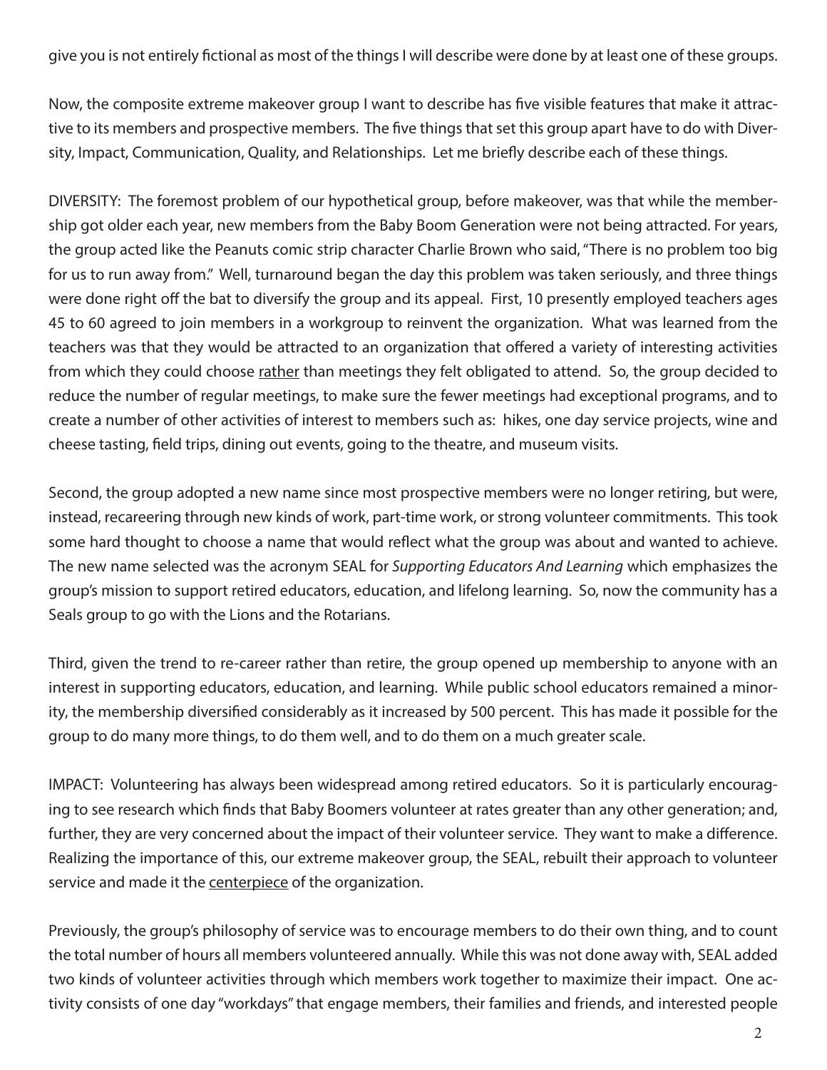give you is not entirely fictional as most of the things I will describe were done by at least one of these groups.

Now, the composite extreme makeover group I want to describe has five visible features that make it attractive to its members and prospective members. The five things that set this group apart have to do with Diversity, Impact, Communication, Quality, and Relationships. Let me briefly describe each of these things.

DIVERSITY: The foremost problem of our hypothetical group, before makeover, was that while the membership got older each year, new members from the Baby Boom Generation were not being attracted. For years, the group acted like the Peanuts comic strip character Charlie Brown who said, "There is no problem too big for us to run away from." Well, turnaround began the day this problem was taken seriously, and three things were done right off the bat to diversify the group and its appeal. First, 10 presently employed teachers ages 45 to 60 agreed to join members in a workgroup to reinvent the organization. What was learned from the teachers was that they would be attracted to an organization that offered a variety of interesting activities from which they could choose <u>rather</u> than meetings they felt obligated to attend. So, the group decided to reduce the number of regular meetings, to make sure the fewer meetings had exceptional programs, and to create a number of other activities of interest to members such as: hikes, one day service projects, wine and cheese tasting, field trips, dining out events, going to the theatre, and museum visits.

Second, the group adopted a new name since most prospective members were no longer retiring, but were, instead, recareering through new kinds of work, part-time work, or strong volunteer commitments. This took some hard thought to choose a name that would reflect what the group was about and wanted to achieve. The new name selected was the acronym SEAL for *Supporting Educators And Learning* which emphasizes the group's mission to support retired educators, education, and lifelong learning. So, now the community has a Seals group to go with the Lions and the Rotarians.

Third, given the trend to re-career rather than retire, the group opened up membership to anyone with an interest in supporting educators, education, and learning. While public school educators remained a minority, the membership diversified considerably as it increased by 500 percent. This has made it possible for the group to do many more things, to do them well, and to do them on a much greater scale.

IMPACT: Volunteering has always been widespread among retired educators. So it is particularly encouraging to see research which finds that Baby Boomers volunteer at rates greater than any other generation; and, further, they are very concerned about the impact of their volunteer service. They want to make a difference. Realizing the importance of this, our extreme makeover group, the SEAL, rebuilt their approach to volunteer service and made it the <u>centerpiece</u> of the organization.

Previously, the group's philosophy of service was to encourage members to do their own thing, and to count the total number of hours all members volunteered annually. While this was not done away with, SEAL added two kinds of volunteer activities through which members work together to maximize their impact. One activity consists of one day "workdays" that engage members, their families and friends, and interested people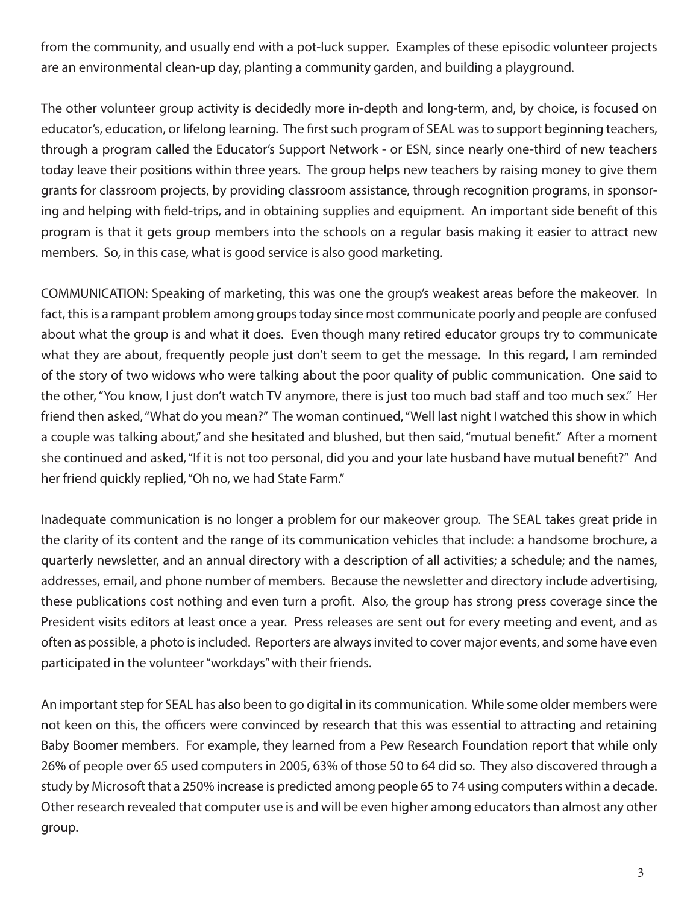from the community, and usually end with a pot-luck supper. Examples of these episodic volunteer projects are an environmental clean-up day, planting a community garden, and building a playground.

The other volunteer group activity is decidedly more in-depth and long-term, and, by choice, is focused on educator's, education, or lifelong learning. The first such program of SEAL was to support beginning teachers, through a program called the Educator's Support Network - or ESN, since nearly one-third of new teachers today leave their positions within three years. The group helps new teachers by raising money to give them grants for classroom projects, by providing classroom assistance, through recognition programs, in sponsoring and helping with field-trips, and in obtaining supplies and equipment. An important side benefit of this program is that it gets group members into the schools on a regular basis making it easier to attract new members. So, in this case, what is good service is also good marketing.

COMMUNICATION: Speaking of marketing, this was one the group's weakest areas before the makeover. In fact, this is a rampant problem among groups today since most communicate poorly and people are confused about what the group is and what it does. Even though many retired educator groups try to communicate what they are about, frequently people just don't seem to get the message. In this regard, I am reminded of the story of two widows who were talking about the poor quality of public communication. One said to the other, "You know, I just don't watch TV anymore, there is just too much bad staff and too much sex." Her friend then asked, "What do you mean?" The woman continued, "Well last night I watched this show in which a couple was talking about," and she hesitated and blushed, but then said, "mutual benefit." After a moment she continued and asked, "If it is not too personal, did you and your late husband have mutual benefit?" And her friend quickly replied, "Oh no, we had State Farm."

Inadequate communication is no longer a problem for our makeover group. The SEAL takes great pride in the clarity of its content and the range of its communication vehicles that include: a handsome brochure, a quarterly newsletter, and an annual directory with a description of all activities; a schedule; and the names, addresses, email, and phone number of members. Because the newsletter and directory include advertising, these publications cost nothing and even turn a profit. Also, the group has strong press coverage since the President visits editors at least once a year. Press releases are sent out for every meeting and event, and as often as possible, a photo is included. Reporters are always invited to cover major events, and some have even participated in the volunteer "workdays" with their friends.

An important step for SEAL has also been to go digital in its communication. While some older members were not keen on this, the officers were convinced by research that this was essential to attracting and retaining Baby Boomer members. For example, they learned from a Pew Research Foundation report that while only 26% of people over 65 used computers in 2005, 63% of those 50 to 64 did so. They also discovered through a study by Microsoft that a 250% increase is predicted among people 65 to 74 using computers within a decade. Other research revealed that computer use is and will be even higher among educators than almost any other group.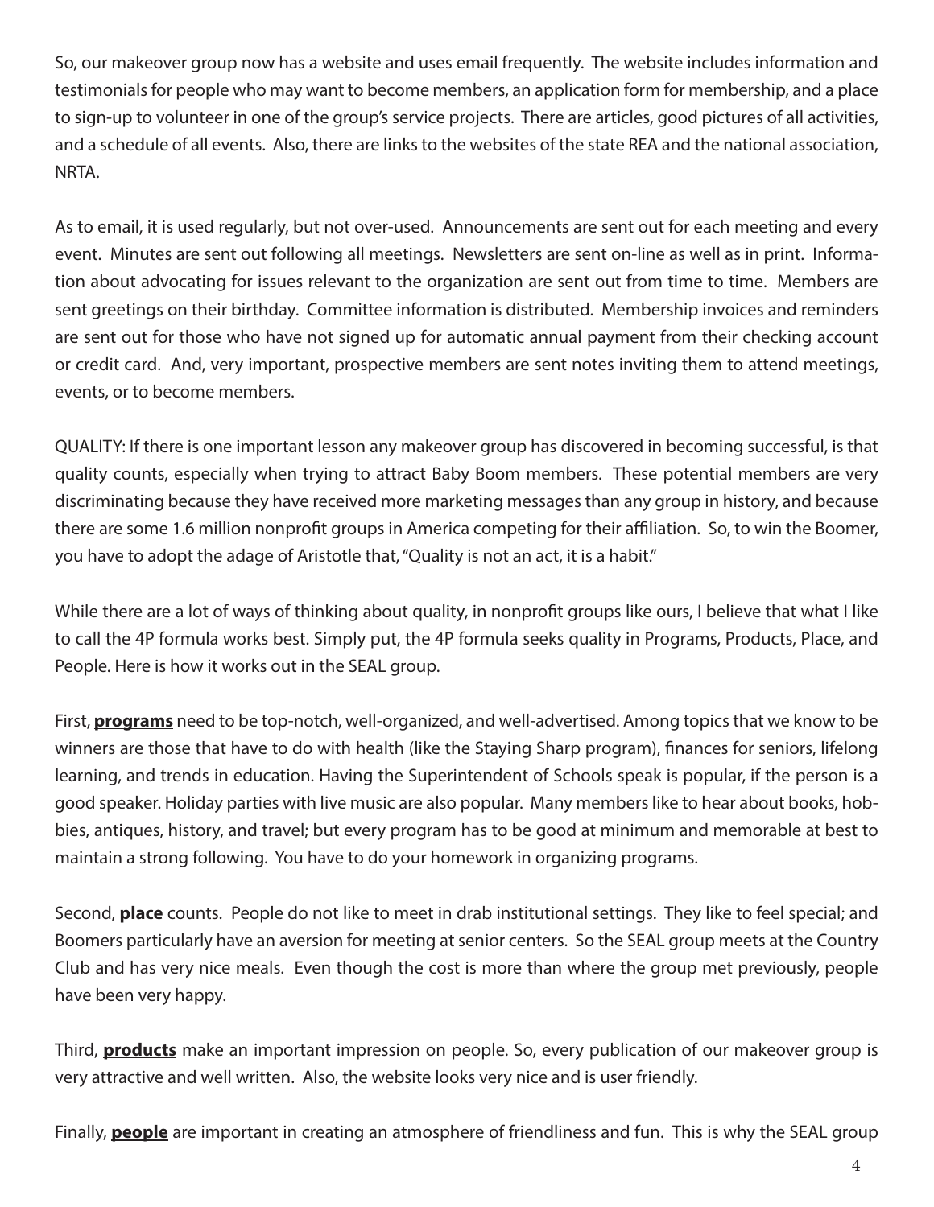So, our makeover group now has a website and uses email frequently. The website includes information and testimonials for people who may want to become members, an application form for membership, and a place to sign-up to volunteer in one of the group's service projects. There are articles, good pictures of all activities, and a schedule of all events. Also, there are links to the websites of the state REA and the national association, NRTA.

As to email, it is used regularly, but not over-used. Announcements are sent out for each meeting and every event. Minutes are sent out following all meetings. Newsletters are sent on-line as well as in print. Information about advocating for issues relevant to the organization are sent out from time to time. Members are sent greetings on their birthday. Committee information is distributed. Membership invoices and reminders are sent out for those who have not signed up for automatic annual payment from their checking account or credit card. And, very important, prospective members are sent notes inviting them to attend meetings, events, or to become members.

QUALITY: If there is one important lesson any makeover group has discovered in becoming successful, is that quality counts, especially when trying to attract Baby Boom members. These potential members are very discriminating because they have received more marketing messages than any group in history, and because there are some 1.6 million nonprofit groups in America competing for their affiliation. So, to win the Boomer, you have to adopt the adage of Aristotle that, "Quality is not an act, it is a habit."

While there are a lot of ways of thinking about quality, in nonprofit groups like ours, I believe that what I like to call the 4P formula works best. Simply put, the 4P formula seeks quality in Programs, Products, Place, and People. Here is how it works out in the SEAL group.

First, **programs** need to be top-notch, well-organized, and well-advertised. Among topics that we know to be winners are those that have to do with health (like the Staying Sharp program), finances for seniors, lifelong learning, and trends in education. Having the Superintendent of Schools speak is popular, if the person is a good speaker. Holiday parties with live music are also popular. Many members like to hear about books, hobbies, antiques, history, and travel; but every program has to be good at minimum and memorable at best to maintain a strong following. You have to do your homework in organizing programs.

Second, **place** counts. People do not like to meet in drab institutional settings. They like to feel special; and Boomers particularly have an aversion for meeting at senior centers. So the SEAL group meets at the Country Club and has very nice meals. Even though the cost is more than where the group met previously, people have been very happy.

Third, **products** make an important impression on people. So, every publication of our makeover group is very attractive and well written. Also, the website looks very nice and is user friendly.

Finally, **people** are important in creating an atmosphere of friendliness and fun. This is why the SEAL group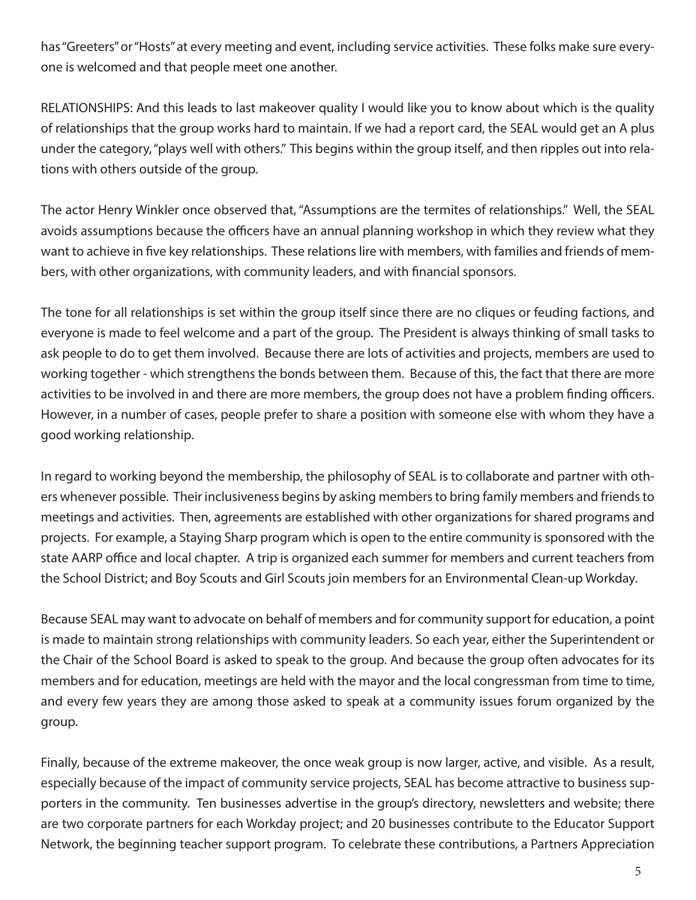has "Greeters" or "Hosts" at every meeting and event, including service activities. These folks make sure everyone is welcomed and that people meet one another.

RELATIONSHIPS: And this leads to last makeover quality I would like you to know about which is the quality of relationships that the group works hard to maintain. If we had a report card, the SEAL would get an A plus under the category, "plays well with others." This begins within the group itself, and then ripples out into relations with others outside of the group.

The actor Henry Winkler once observed that, "Assumptions are the termites of relationships." Well, the SEAL avoids assumptions because the officers have an annual planning workshop in which they review what they want to achieve in five key relationships. These relations lire with members, with families and friends of members, with other organizations, with community leaders, and with financial sponsors.

The tone for all relationships is set within the group itself since there are no cliques or feuding factions, and everyone is made to feel welcome and a part of the group. The President is always thinking of small tasks to ask people to do to get them involved. Because there are lots of activities and projects, members are used to working together - which strengthens the bonds between them. Because of this, the fact that there are more activities to be involved in and there are more members, the group does not have a problem finding officers. However, in a number of cases, people prefer to share a position with someone else with whom they have a good working relationship.

In regard to working beyond the membership, the philosophy of SEAL is to collaborate and partner with others whenever possible. Their inclusiveness begins by asking members to bring family members and friends to meetings and activities. Then, agreements are established with other organizations for shared programs and projects. For example, a Staying Sharp program which is open to the entire community is sponsored with the state AARP office and local chapter. A trip is organized each summer for members and current teachers from the School District; and Boy Scouts and Girl Scouts join members for an Environmental Clean-up Workday.

Because SEAL may want to advocate on behalf of members and for community support for education, a point is made to maintain strong relationships with community leaders. So each year, either the Superintendent or the Chair of the School Board is asked to speak to the group. And because the group often advocates for its members and for education, meetings are held with the mayor and the local congressman from time to time, and every few years they are among those asked to speak at a community issues forum organized by the group.

Finally, because of the extreme makeover, the once weak group is now larger, active, and visible. As a result, especially because of the impact of community service projects, SEAL has become attractive to business supporters in the community. Ten businesses advertise in the group's directory, newsletters and website; there are two corporate partners for each Workday project; and 20 businesses contribute to the Educator Support Network, the beginning teacher support program. To celebrate these contributions, a Partners Appreciation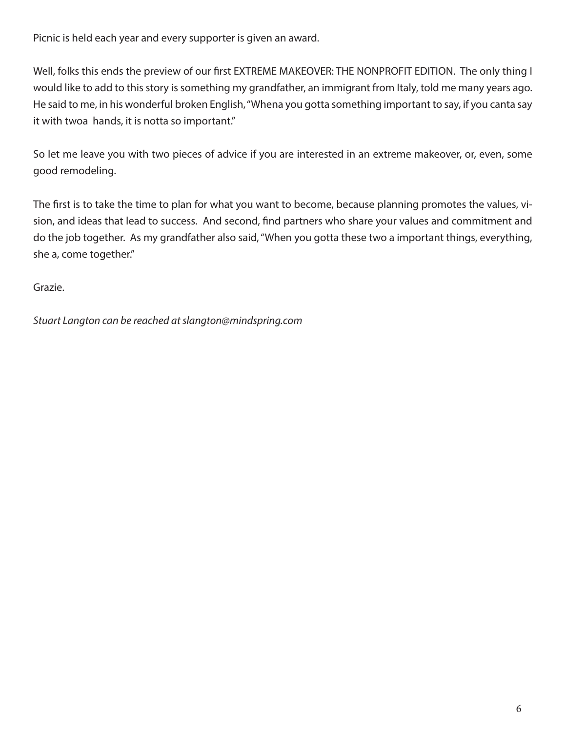Picnic is held each year and every supporter is given an award.

Well, folks this ends the preview of our first EXTREME MAKEOVER: THE NONPROFIT EDITION. The only thing I would like to add to this story is something my grandfather, an immigrant from Italy, told me many years ago. He said to me, in his wonderful broken English, "Whena you gotta something important to say, if you canta say it with twoa hands, it is notta so important."

So let me leave you with two pieces of advice if you are interested in an extreme makeover, or, even, some good remodeling.

The first is to take the time to plan for what you want to become, because planning promotes the values, vision, and ideas that lead to success. And second, find partners who share your values and commitment and do the job together. As my grandfather also said, "When you gotta these two a important things, everything, she a, come together."

Grazie.

*Stuart Langton can be reached at slangton@mindspring.com*